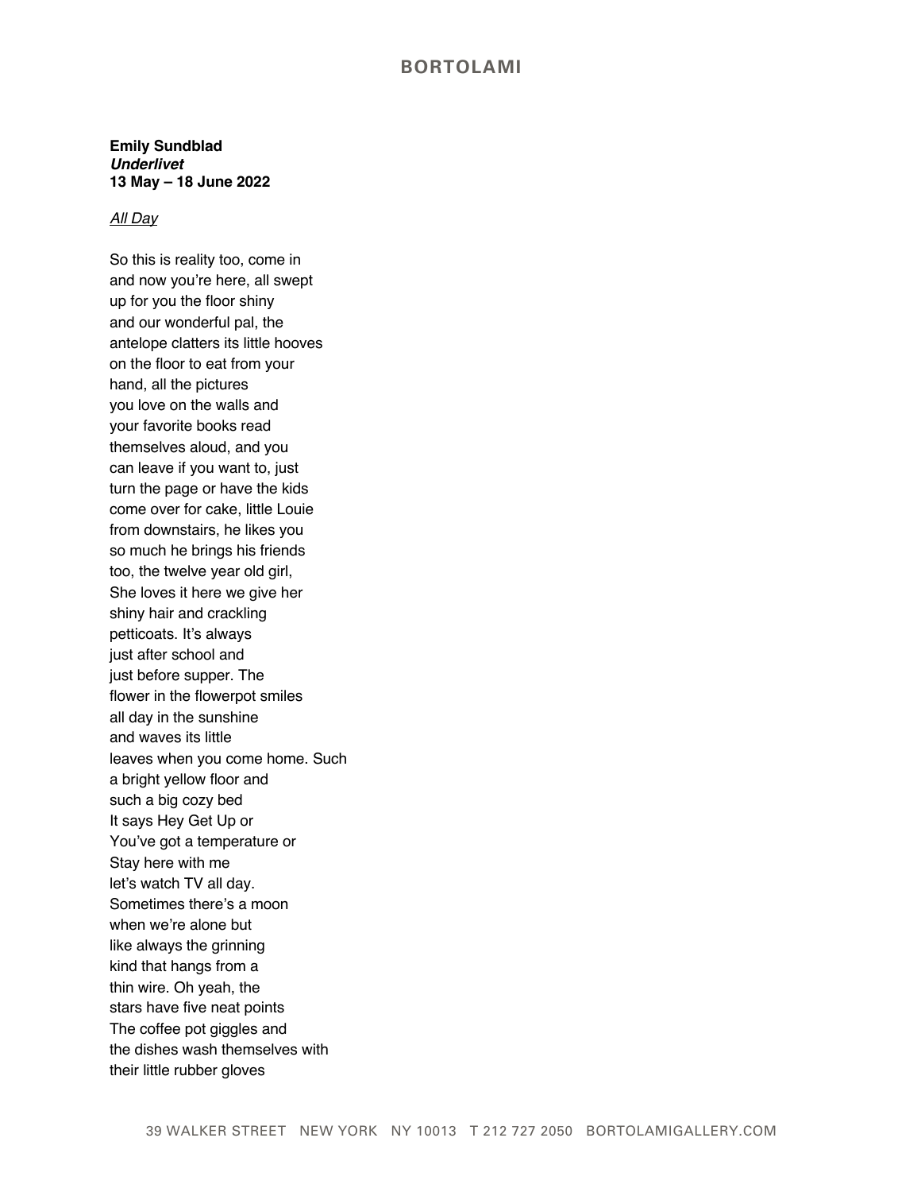**Emily Sundblad**
***Underlivet***
**13 May – 18 June 2022**

<u>All Day</u>

So this is reality too, come in
and now you're here, all swept
up for you the floor shiny
and our wonderful pal, the
antelope clatters its little hooves
on the floor to eat from your
hand, all the pictures
you love on the walls and
your favorite books read
themselves aloud, and you
can leave if you want to, just
turn the page or have the kids
come over for cake, little Louie
from downstairs, he likes you
so much he brings his friends
too, the twelve year old girl,
She loves it here we give her
shiny hair and crackling
petticoats. It's always
just after school and
just before supper. The
flower in the flowerpot smiles
all day in the sunshine
and waves its little
leaves when you come home. Such
a bright yellow floor and
such a big cozy bed
It says Hey Get Up or
You've got a temperature or
Stay here with me
let's watch TV all day.
Sometimes there's a moon
when we're alone but
like always the grinning
kind that hangs from a
thin wire. Oh yeah, the
stars have five neat points
The coffee pot giggles and
the dishes wash themselves with
their little rubber gloves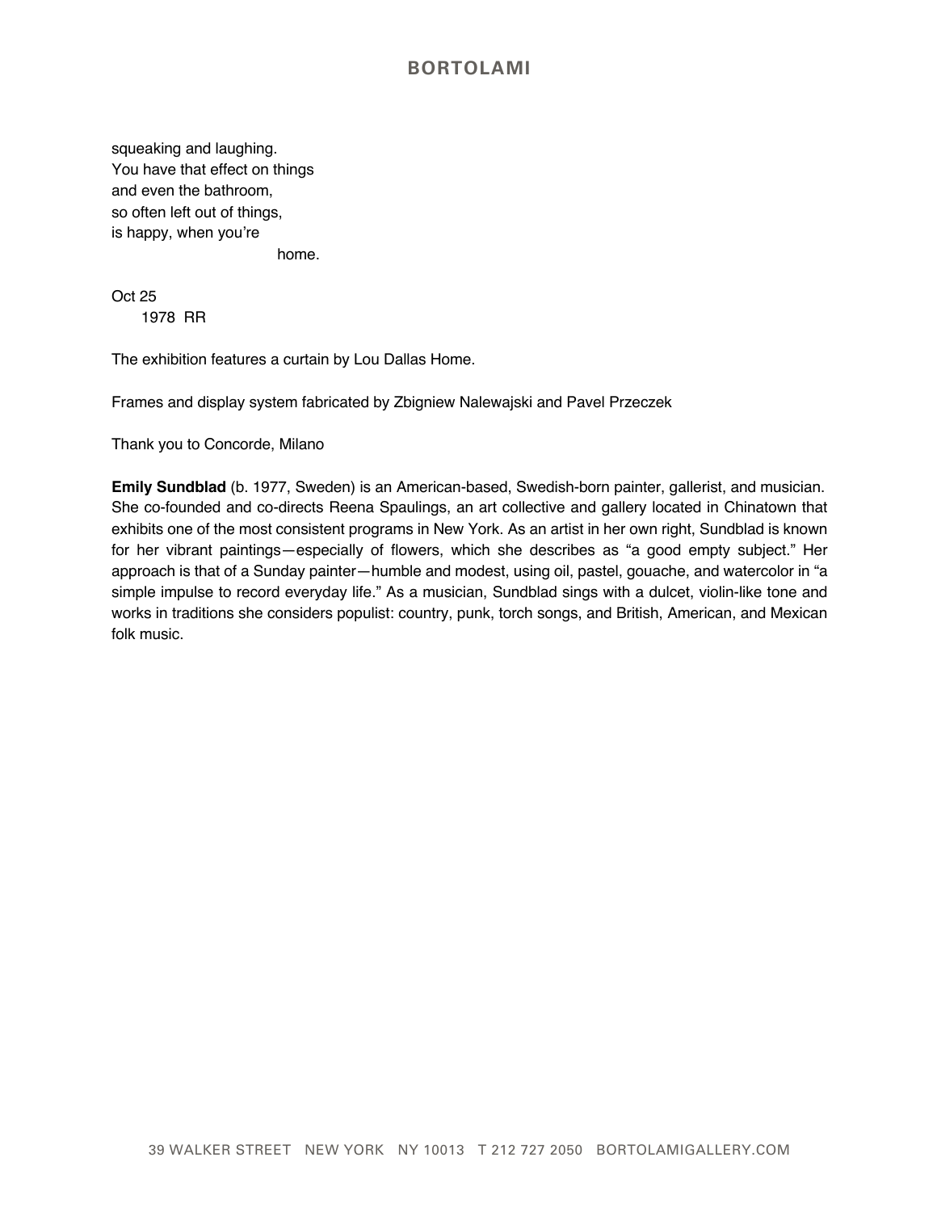squeaking and laughing.
You have that effect on things
and even the bathroom,
so often left out of things,
is happy, when you're
                                        home.

Oct 25
      1978  RR

The exhibition features a curtain by Lou Dallas Home.

Frames and display system fabricated by Zbigniew Nalewajski and Pavel Przeczek

Thank you to Concorde, Milano

**Emily Sundblad** (b. 1977, Sweden) is an American-based, Swedish-born painter, gallerist, and musician. She co-founded and co-directs Reena Spaulings, an art collective and gallery located in Chinatown that exhibits one of the most consistent programs in New York. As an artist in her own right, Sundblad is known for her vibrant paintings—especially of flowers, which she describes as "a good empty subject." Her approach is that of a Sunday painter—humble and modest, using oil, pastel, gouache, and watercolor in "a simple impulse to record everyday life." As a musician, Sundblad sings with a dulcet, violin-like tone and works in traditions she considers populist: country, punk, torch songs, and British, American, and Mexican folk music.